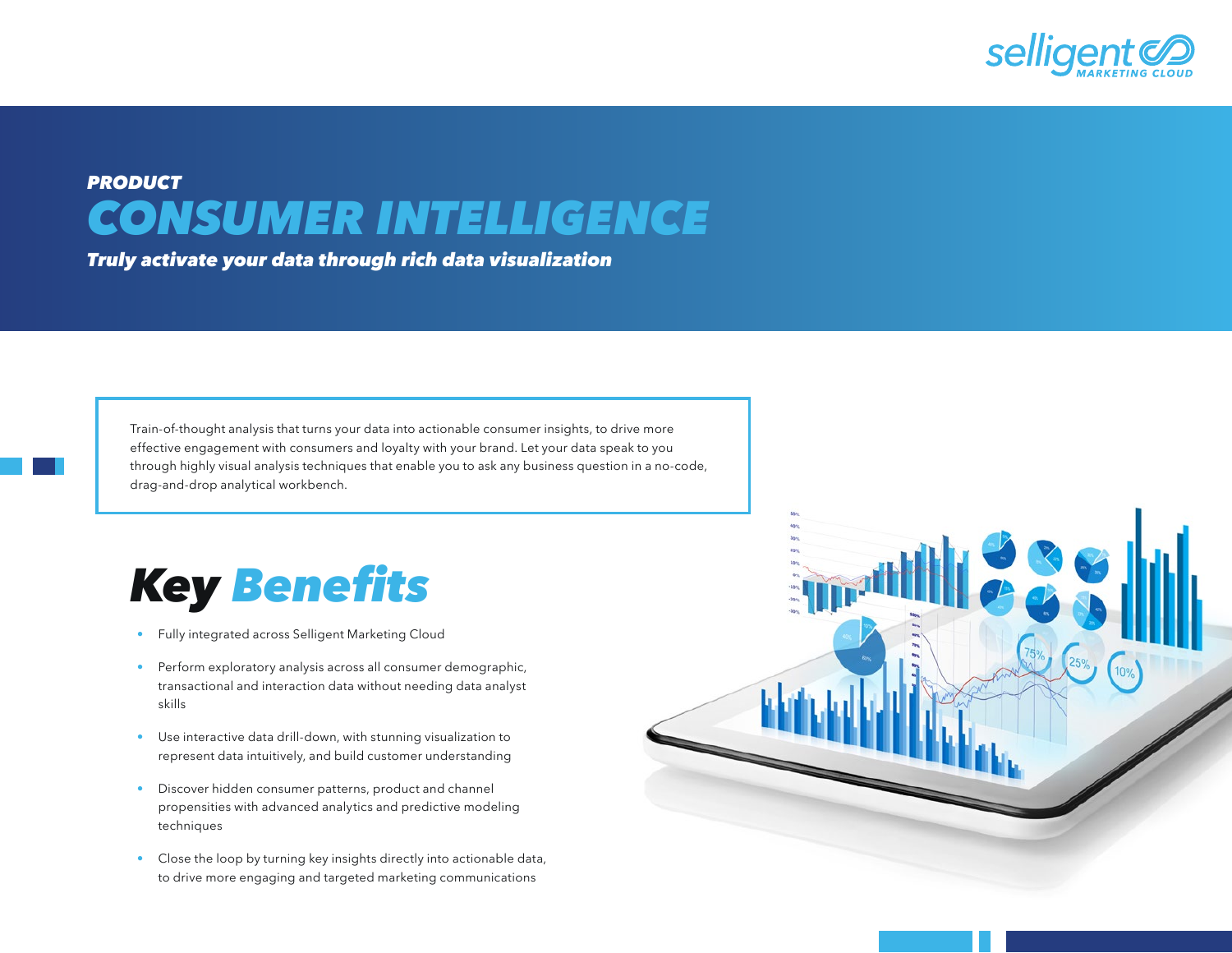**PRODUCT**

# CONSUMER INTELLIGENCE

***Truly activate your data through rich data visualization***

Train-of-thought analysis that turns your data into actionable consumer insights, to drive more effective engagement with consumers and loyalty with your brand. Let your data speak to you through highly visual analysis techniques that enable you to ask any business question in a no-code, drag-and-drop analytical workbench.

## Key Benefits

- Fully integrated across Selligent Marketing Cloud
- Perform exploratory analysis across all consumer demographic, transactional and interaction data without needing data analyst skills
- Use interactive data drill-down, with stunning visualization to represent data intuitively, and build customer understanding
- Discover hidden consumer patterns, product and channel propensities with advanced analytics and predictive modeling techniques
- Close the loop by turning key insights directly into actionable data, to drive more engaging and targeted marketing communications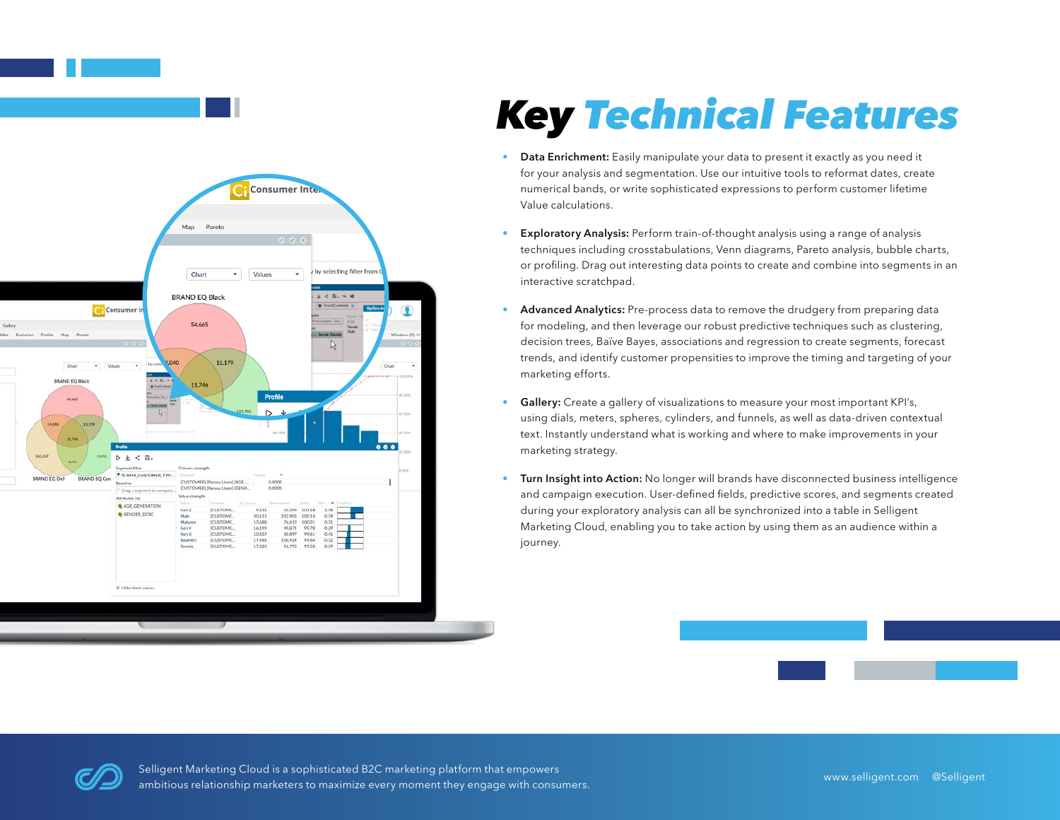# Key *Technical Features*

- **Data Enrichment:** Easily manipulate your data to present it exactly as you need it for your analysis and segmentation. Use our intuitive tools to reformat dates, create numerical bands, or write sophisticated expressions to perform customer lifetime Value calculations.

- **Exploratory Analysis:** Perform train-of-thought analysis using a range of analysis techniques including crosstabulations, Venn diagrams, Pareto analysis, bubble charts, or profiling. Drag out interesting data points to create and combine into segments in an interactive scratchpad.

- **Advanced Analytics:** Pre-process data to remove the drudgery from preparing data for modeling, and then leverage our robust predictive techniques such as clustering, decision trees, Baïve Bayes, associations and regression to create segments, forecast trends, and identify customer propensities to improve the timing and targeting of your marketing efforts.

- **Gallery:** Create a gallery of visualizations to measure your most important KPI's, using dials, meters, spheres, cylinders, and funnels, as well as data-driven contextual text. Instantly understand what is working and where to make improvements in your marketing strategy.

- **Turn Insight into Action:** No longer will brands have disconnected business intelligence and campaign execution. User-defined fields, predictive scores, and segments created during your exploratory analysis can all be synchronized into a table in Selligent Marketing Cloud, enabling you to take action by using them as an audience within a journey.

Selligent Marketing Cloud is a sophisticated B2C marketing platform that empowers ambitious relationship marketers to maximize every moment they engage with consumers.

www.selligent.com @Selligent